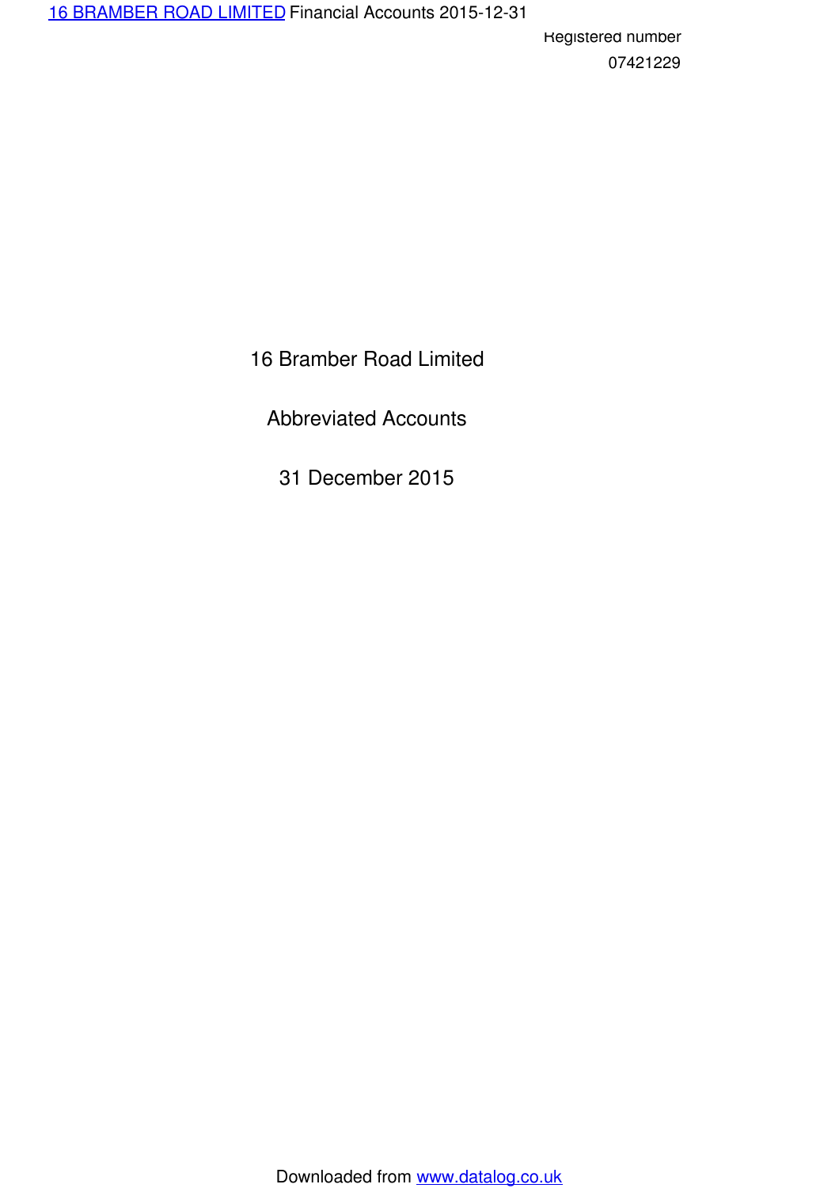Registered number

07421229

# 16 Bramber Road Limited

## Abbreviated Accounts

## 31 December 2015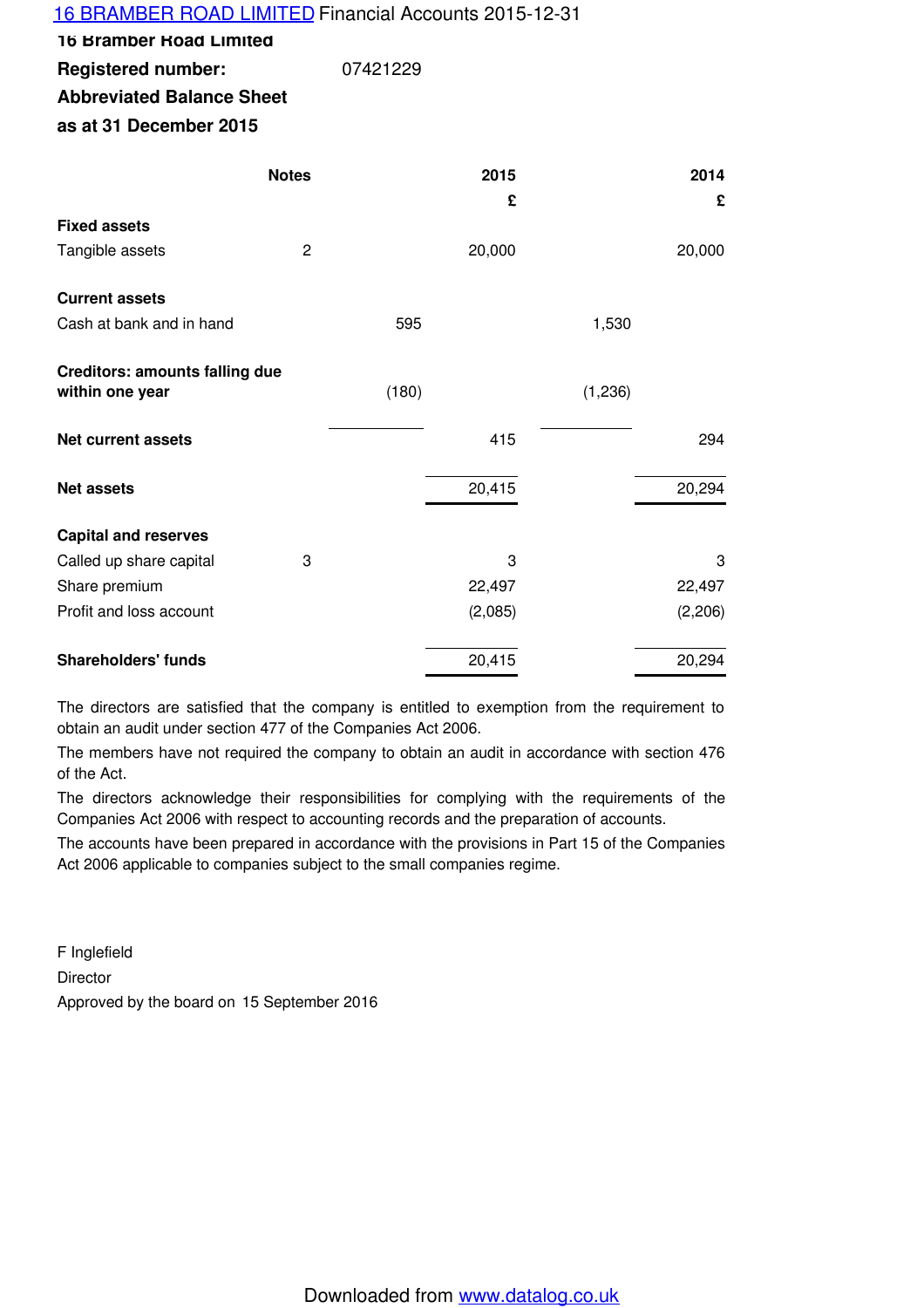**16 Bramber Road Limited**

**Registered number:** 07421229

**Abbreviated Balance Sheet**

**as at 31 December 2015**

| | Notes | | 2015 | | 2014 |
|---|---|---|---|---|---|
| | | | £ | | £ |
| **Fixed assets** | | | | | |
| Tangible assets | 2 | | 20,000 | | 20,000 |
| **Current assets** | | | | | |
| Cash at bank and in hand | | 595 | | 1,530 | |
| **Creditors: amounts falling due within one year** | | (180) | | (1,236) | |
| **Net current assets** | | | 415 | | 294 |
| **Net assets** | | | 20,415 | | 20,294 |
| **Capital and reserves** | | | | | |
| Called up share capital | 3 | | 3 | | 3 |
| Share premium | | | 22,497 | | 22,497 |
| Profit and loss account | | | (2,085) | | (2,206) |
| **Shareholders' funds** | | | 20,415 | | 20,294 |

The directors are satisfied that the company is entitled to exemption from the requirement to obtain an audit under section 477 of the Companies Act 2006.

The members have not required the company to obtain an audit in accordance with section 476 of the Act.

The directors acknowledge their responsibilities for complying with the requirements of the Companies Act 2006 with respect to accounting records and the preparation of accounts.

The accounts have been prepared in accordance with the provisions in Part 15 of the Companies Act 2006 applicable to companies subject to the small companies regime.

F Inglefield

Director

Approved by the board on 15 September 2016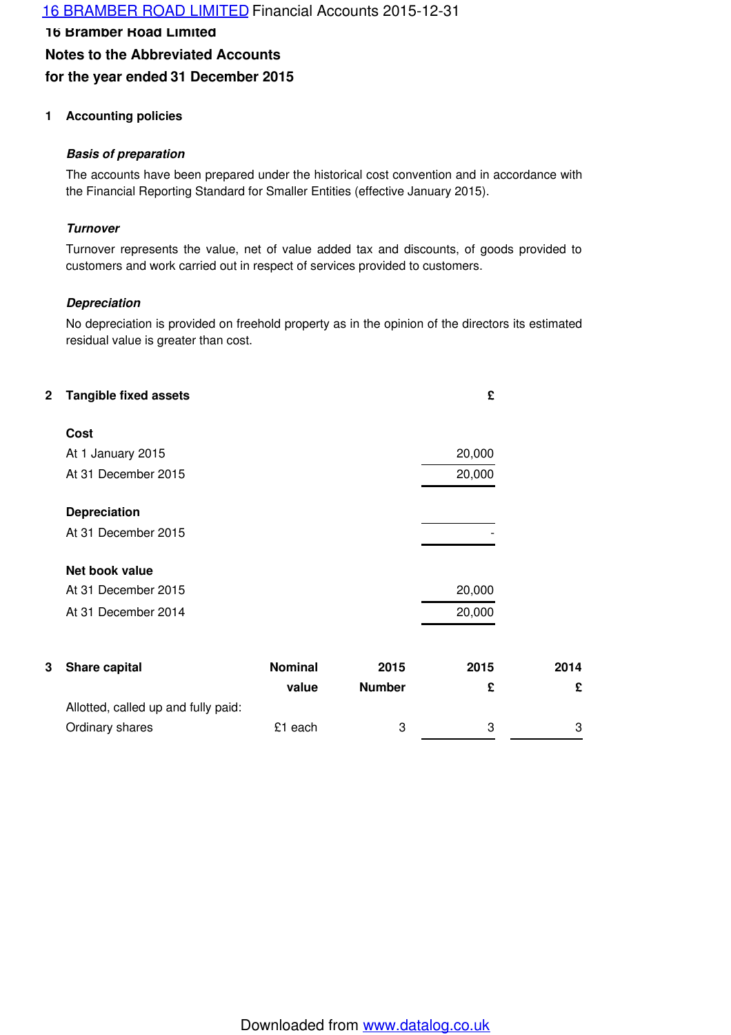16 Bramber Road Limited

**Notes to the Abbreviated Accounts**

**for the year ended 31 December 2015**

## 1 Accounting policies

***Basis of preparation***

The accounts have been prepared under the historical cost convention and in accordance with the Financial Reporting Standard for Smaller Entities (effective January 2015).

***Turnover***

Turnover represents the value, net of value added tax and discounts, of goods provided to customers and work carried out in respect of services provided to customers.

***Depreciation***

No depreciation is provided on freehold property as in the opinion of the directors its estimated residual value is greater than cost.

## 2 Tangible fixed assets

| | £ |
|---|---|
| **Cost** | |
| At 1 January 2015 | 20,000 |
| At 31 December 2015 | 20,000 |
| **Depreciation** | |
| At 31 December 2015 | - |
| **Net book value** | |
| At 31 December 2015 | 20,000 |
| At 31 December 2014 | 20,000 |

## 3 Share capital

| | Nominal value | 2015 Number | 2015 £ | 2014 £ |
|---|---|---|---|---|
| Allotted, called up and fully paid: | | | | |
| Ordinary shares | £1 each | 3 | 3 | 3 |